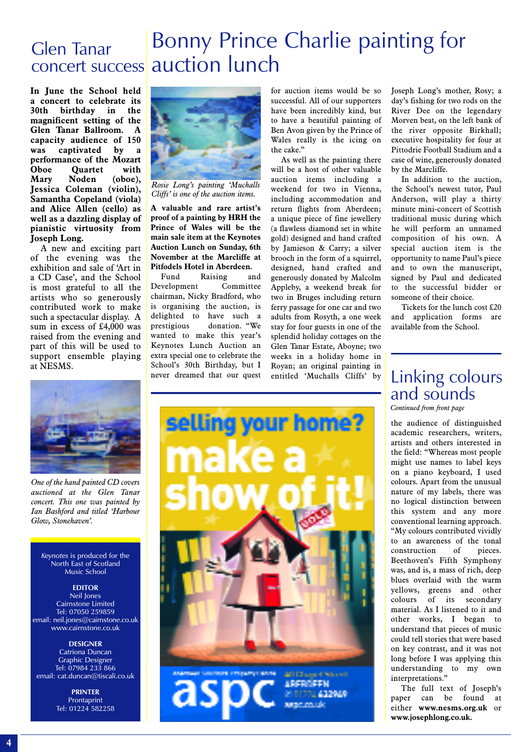# Glen Tanar concert success

**In June the School held a concert to celebrate its 30th birthday in the magnificent setting of the Glen Tanar Ballroom. A capacity audience of 150 was captivated by a performance of the Mozart Oboe Quartet with Mary Noden (oboe), Jessica Coleman (violin), Samantha Copeland (viola) and Alice Allen (cello) as well as a dazzling display of pianistic virtuosity from Joseph Long.**

A new and exciting part of the evening was the exhibition and sale of 'Art in a CD Case', and the School is most grateful to all the artists who so generously contributed work to make such a spectacular display. A sum in excess of £4,000 was raised from the evening and part of this will be used to support ensemble playing at NESMS.

*One of the hand painted CD covers auctioned at the Glen Tanar concert. This one was painted by Ian Bashford and titled 'Harbour Glow, Stonehaven'.*

*Keynotes* is produced for the North East of Scotland Music School

**EDITOR**
Neil Jones
Cairnstone Limited
Tel: 07050 259859
email: neil.jones@cairnstone.co.uk
www.cairnstone.co.uk

**DESIGNER**
Catriona Duncan
Graphic Designer
Tel: 07984 233 866
email: cat.duncan@tiscali.co.uk

**PRINTER**
Prontaprint
Tel: 01224 582258

# Bonny Prince Charlie painting for auction lunch

*Rosie Long's painting 'Muchalls Cliffs' is one of the auction items.*

**A valuable and rare artist's proof of a painting by HRH the Prince of Wales will be the main sale item at the Keynotes Auction Lunch on Sunday, 6th November at the Marcliffe at Pitfodels Hotel in Aberdeen.**

Fund Raising and Development Committee chairman, Nicky Bradford, who is organising the auction, is delighted to have such a prestigious donation. "We wanted to make this year's Keynotes Lunch Auction an extra special one to celebrate the School's 30th Birthday, but I never dreamed that our quest for auction items would be so successful. All of our supporters have been incredibly kind, but to have a beautiful painting of Ben Avon given by the Prince of Wales really is the icing on the cake."

As well as the painting there will be a host of other valuable auction items including a weekend for two in Vienna, including accommodation and return flights from Aberdeen; a unique piece of fine jewellery (a flawless diamond set in white gold) designed and hand crafted by Jamieson & Carry; a silver brooch in the form of a squirrel, designed, hand crafted and generously donated by Malcolm Appleby, a weekend break for two in Bruges including return ferry passage for one car and two adults from Rosyth, a one week stay for four guests in one of the splendid holiday cottages on the Glen Tanar Estate, Aboyne; two weeks in a holiday home in Royan; an original painting in entitled 'Muchalls Cliffs' by Joseph Long's mother, Rosy; a day's fishing for two rods on the River Dee on the legendary Morven beat, on the left bank of the river opposite Birkhall; executive hospitality for four at Pittodrie Football Stadium and a case of wine, generously donated by the Marcliffe.

In addition to the auction, the School's newest tutor, Paul Anderson, will play a thirty minute mini-concert of Scottish traditional music during which he will perform an unnamed composition of his own. A special auction item is the opportunity to name Paul's piece and to own the manuscript, signed by Paul and dedicated to the successful bidder or someone of their choice.

Tickets for the lunch cost £20 and application forms are available from the School.

# Linking colours and sounds

*Continued from front page*

the audience of distinguished academic researchers, writers, artists and others interested in the field: "Whereas most people might use names to label keys on a piano keyboard, I used colours. Apart from the unusual nature of my labels, there was no logical distinction between this system and any more conventional learning approach. "My colours contributed vividly to an awareness of the tonal construction of pieces. Beethoven's Fifth Symphony was, and is, a mass of rich, deep blues overlaid with the warm yellows, greens and other colours of its secondary material. As I listened to it and other works, I began to understand that pieces of music could tell stories that were based on key contrast, and it was not long before I was applying this understanding to my own interpretations."

The full text of Joseph's paper can be found at either **www.nesms.org.uk** or **www.josephlong.co.uk.**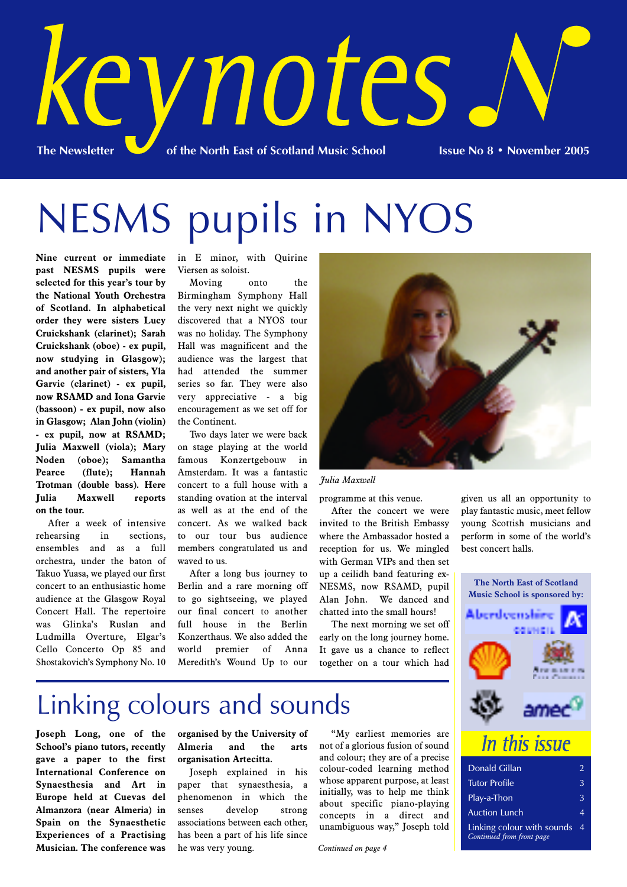# keynotes

The Newsletter of the North East of Scotland Music School

Issue No 8 • November 2005

# NESMS pupils in NYOS

**Nine current or immediate past NESMS pupils were selected for this year's tour by the National Youth Orchestra of Scotland. In alphabetical order they were sisters Lucy Cruickshank (clarinet); Sarah Cruickshank (oboe) - ex pupil, now studying in Glasgow); and another pair of sisters, Yla Garvie (clarinet) - ex pupil, now RSAMD and Iona Garvie (bassoon) - ex pupil, now also in Glasgow; Alan John (violin) - ex pupil, now at RSAMD; Julia Maxwell (viola); Mary Noden (oboe); Samantha Pearce (flute); Hannah Trotman (double bass). Here Julia Maxwell reports on the tour.**

After a week of intensive rehearsing in sections, ensembles and as a full orchestra, under the baton of Takuo Yuasa, we played our first concert to an enthusiastic home audience at the Glasgow Royal Concert Hall. The repertoire was Glinka's Ruslan and Ludmilla Overture, Elgar's Cello Concerto Op 85 and Shostakovich's Symphony No. 10 in E minor, with Quirine Viersen as soloist.

Moving onto the Birmingham Symphony Hall the very next night we quickly discovered that a NYOS tour was no holiday. The Symphony Hall was magnificent and the audience was the largest that had attended the summer series so far. They were also very appreciative - a big encouragement as we set off for the Continent.

Two days later we were back on stage playing at the world famous Konzertgebouw in Amsterdam. It was a fantastic concert to a full house with a standing ovation at the interval as well as at the end of the concert. As we walked back to our tour bus audience members congratulated us and waved to us.

After a long bus journey to Berlin and a rare morning off to go sightseeing, we played our final concert to another full house in the Berlin Konzerthaus. We also added the world premier of Anna Meredith's Wound Up to our programme at this venue.

*Julia Maxwell*

After the concert we were invited to the British Embassy where the Ambassador hosted a reception for us. We mingled with German VIPs and then set up a ceilidh band featuring ex-NESMS, now RSAMD, pupil Alan John. We danced and chatted into the small hours!

The next morning we set off early on the long journey home. It gave us a chance to reflect together on a tour which had given us all an opportunity to play fantastic music, meet fellow young Scottish musicians and perform in some of the world's best concert halls.

**The North East of Scotland Music School is sponsored by:**

# Linking colours and sounds

**Joseph Long, one of the School's piano tutors, recently gave a paper to the first International Conference on Synaesthesia and Art in Europe held at Cuevas del Almanzora (near Almeria) in Spain on the Synaesthetic Experiences of a Practising Musician. The conference was organised by the University of Almeria and the arts organisation Artecitta.**

Joseph explained in his paper that synaesthesia, a phenomenon in which the senses develop strong associations between each other, has been a part of his life since he was very young.

"My earliest memories are not of a glorious fusion of sound and colour; they are of a precise colour-coded learning method whose apparent purpose, at least initially, was to help me think about specific piano-playing concepts in a direct and unambiguous way," Joseph told

*Continued on page 4*

## In this issue

| | |
|---|---|
| Donald Gillan | 2 |
| Tutor Profile | 3 |
| Play-a-Thon | 3 |
| Auction Lunch | 4 |
| Linking colour with sounds *Continued from front page* | 4 |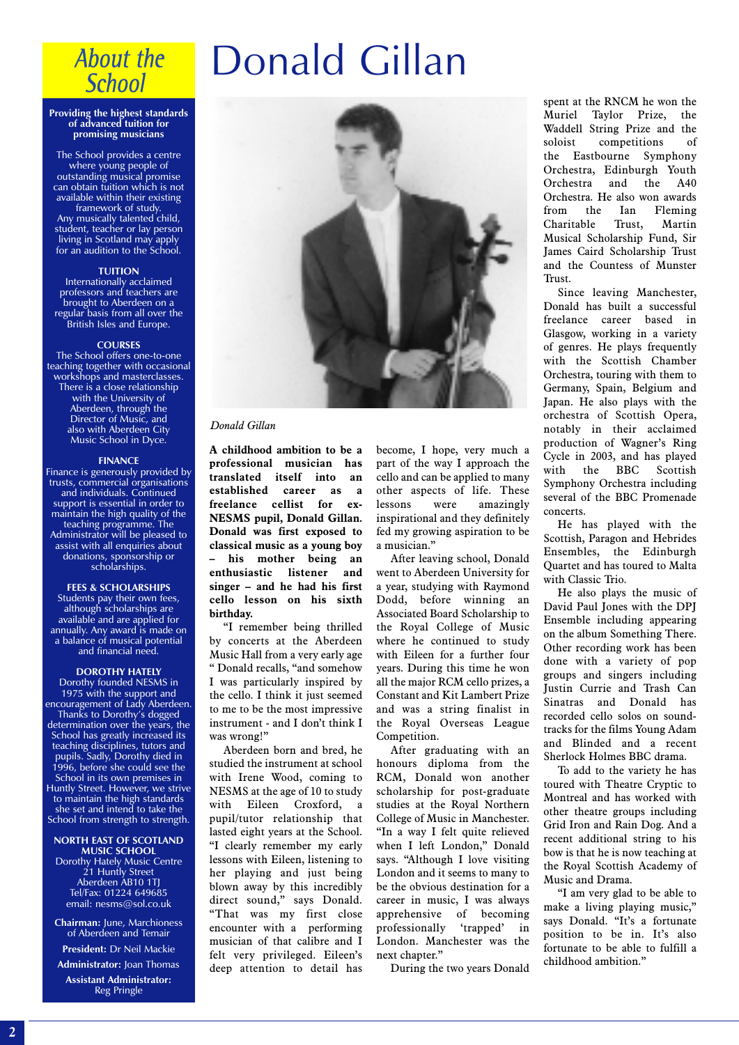# About the School

**Providing the highest standards of advanced tuition for promising musicians**

The School provides a centre where young people of outstanding musical promise can obtain tuition which is not available within their existing framework of study. Any musically talented child, student, teacher or lay person living in Scotland may apply for an audition to the School.

**TUITION**

Internationally acclaimed professors and teachers are brought to Aberdeen on a regular basis from all over the British Isles and Europe.

**COURSES**

The School offers one-to-one teaching together with occasional workshops and masterclasses. There is a close relationship with the University of Aberdeen, through the Director of Music, and also with Aberdeen City Music School in Dyce.

**FINANCE**

Finance is generously provided by trusts, commercial organisations and individuals. Continued support is essential in order to maintain the high quality of the teaching programme. The Administrator will be pleased to assist with all enquiries about donations, sponsorship or scholarships.

**FEES & SCHOLARSHIPS**

Students pay their own fees, although scholarships are available and are applied for annually. Any award is made on a balance of musical potential and financial need.

**DOROTHY HATELY**

Dorothy founded NESMS in 1975 with the support and encouragement of Lady Aberdeen. Thanks to Dorothy's dogged determination over the years, the School has greatly increased its teaching disciplines, tutors and pupils. Sadly, Dorothy died in 1996, before she could see the School in its own premises in Huntly Street. However, we strive to maintain the high standards she set and intend to take the School from strength to strength.

**NORTH EAST OF SCOTLAND MUSIC SCHOOL**

Dorothy Hately Music Centre
21 Huntly Street
Aberdeen AB10 1TJ
Tel/Fax: 01224 649685
email: nesms@sol.co.uk

**Chairman:** June, Marchioness of Aberdeen and Temair

**President:** Dr Neil Mackie

**Administrator:** Joan Thomas

**Assistant Administrator:** Reg Pringle

# Donald Gillan

*Donald Gillan*

**A childhood ambition to be a professional musician has translated itself into an established career as a freelance cellist for ex-NESMS pupil, Donald Gillan. Donald was first exposed to classical music as a young boy – his mother being an enthusiastic listener and singer – and he had his first cello lesson on his sixth birthday.**

"I remember being thrilled by concerts at the Aberdeen Music Hall from a very early age " Donald recalls, "and somehow I was particularly inspired by the cello. I think it just seemed to me to be the most impressive instrument - and I don't think I was wrong!"

Aberdeen born and bred, he studied the instrument at school with Irene Wood, coming to NESMS at the age of 10 to study with Eileen Croxford, a pupil/tutor relationship that lasted eight years at the School. "I clearly remember my early lessons with Eileen, listening to her playing and just being blown away by this incredibly direct sound," says Donald. "That was my first close encounter with a performing musician of that calibre and I felt very privileged. Eileen's deep attention to detail has become, I hope, very much a part of the way I approach the cello and can be applied to many other aspects of life. These lessons were amazingly inspirational and they definitely fed my growing aspiration to be a musician."

After leaving school, Donald went to Aberdeen University for a year, studying with Raymond Dodd, before winning an Associated Board Scholarship to the Royal College of Music where he continued to study with Eileen for a further four years. During this time he won all the major RCM cello prizes, a Constant and Kit Lambert Prize and was a string finalist in the Royal Overseas League Competition.

After graduating with an honours diploma from the RCM, Donald won another scholarship for post-graduate studies at the Royal Northern College of Music in Manchester. "In a way I felt quite relieved when I left London," Donald says. "Although I love visiting London and it seems to many to be the obvious destination for a career in music, I was always apprehensive of becoming professionally 'trapped' in London. Manchester was the next chapter."

During the two years Donald spent at the RNCM he won the Muriel Taylor Prize, the Waddell String Prize and the soloist competitions of the Eastbourne Symphony Orchestra, Edinburgh Youth Orchestra and the A40 Orchestra. He also won awards from the Ian Fleming Charitable Trust, Martin Musical Scholarship Fund, Sir James Caird Scholarship Trust and the Countess of Munster Trust.

Since leaving Manchester, Donald has built a successful freelance career based in Glasgow, working in a variety of genres. He plays frequently with the Scottish Chamber Orchestra, touring with them to Germany, Spain, Belgium and Japan. He also plays with the orchestra of Scottish Opera, notably in their acclaimed production of Wagner's Ring Cycle in 2003, and has played with the BBC Scottish Symphony Orchestra including several of the BBC Promenade concerts.

He has played with the Scottish, Paragon and Hebrides Ensembles, the Edinburgh Quartet and has toured to Malta with Classic Trio.

He also plays the music of David Paul Jones with the DPJ Ensemble including appearing on the album Something There. Other recording work has been done with a variety of pop groups and singers including Justin Currie and Trash Can Sinatras and Donald has recorded cello solos on sound-tracks for the films Young Adam and Blinded and a recent Sherlock Holmes BBC drama.

To add to the variety he has toured with Theatre Cryptic to Montreal and has worked with other theatre groups including Grid Iron and Rain Dog. And a recent additional string to his bow is that he is now teaching at the Royal Scottish Academy of Music and Drama.

"I am very glad to be able to make a living playing music," says Donald. "It's a fortunate position to be in. It's also fortunate to be able to fulfil a childhood ambition."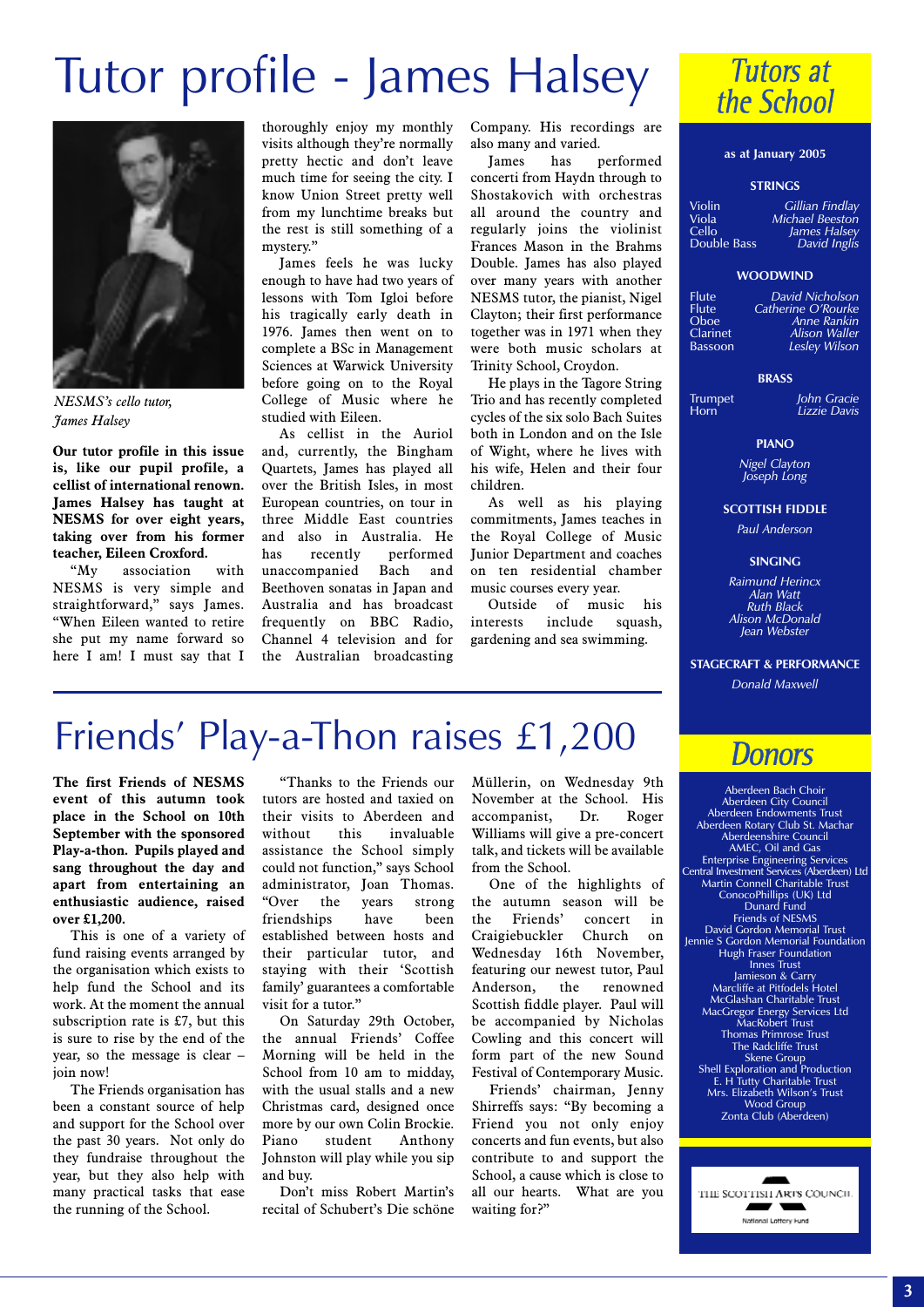# Tutor profile - James Halsey

*NESMS's cello tutor, James Halsey*

**Our tutor profile in this issue is, like our pupil profile, a cellist of international renown. James Halsey has taught at NESMS for over eight years, taking over from his former teacher, Eileen Croxford.**

"My association with NESMS is very simple and straightforward," says James. "When Eileen wanted to retire she put my name forward so here I am! I must say that I thoroughly enjoy my monthly visits although they're normally pretty hectic and don't leave much time for seeing the city. I know Union Street pretty well from my lunchtime breaks but the rest is still something of a mystery."

James feels he was lucky enough to have had two years of lessons with Tom Igloi before his tragically early death in 1976. James then went on to complete a BSc in Management Sciences at Warwick University before going on to the Royal College of Music where he studied with Eileen.

As cellist in the Auriol and, currently, the Bingham Quartets, James has played all over the British Isles, in most European countries, on tour in three Middle East countries and also in Australia. He has recently performed unaccompanied Bach and Beethoven sonatas in Japan and Australia and has broadcast frequently on BBC Radio, Channel 4 television and for the Australian broadcasting Company. His recordings are also many and varied.

James has performed concerti from Haydn through to Shostakovich with orchestras all around the country and regularly joins the violinist Frances Mason in the Brahms Double. James has also played over many years with another NESMS tutor, the pianist, Nigel Clayton; their first performance together was in 1971 when they were both music scholars at Trinity School, Croydon.

He plays in the Tagore String Trio and has recently completed cycles of the six solo Bach Suites both in London and on the Isle of Wight, where he lives with his wife, Helen and their four children.

As well as his playing commitments, James teaches in the Royal College of Music Junior Department and coaches on ten residential chamber music courses every year.

Outside of music his interests include squash, gardening and sea swimming.

# Friends' Play-a-Thon raises £1,200

**The first Friends of NESMS event of this autumn took place in the School on 10th September with the sponsored Play-a-thon. Pupils played and sang throughout the day and apart from entertaining an enthusiastic audience, raised over £1,200.**

This is one of a variety of fund raising events arranged by the organisation which exists to help fund the School and its work. At the moment the annual subscription rate is £7, but this is sure to rise by the end of the year, so the message is clear – join now!

The Friends organisation has been a constant source of help and support for the School over the past 30 years. Not only do they fundraise throughout the year, but they also help with many practical tasks that ease the running of the School.

"Thanks to the Friends our tutors are hosted and taxied on their visits to Aberdeen and without this invaluable assistance the School simply could not function," says School administrator, Joan Thomas. "Over the years strong friendships have been established between hosts and their particular tutor, and staying with their 'Scottish family' guarantees a comfortable visit for a tutor."

On Saturday 29th October, the annual Friends' Coffee Morning will be held in the School from 10 am to midday, with the usual stalls and a new Christmas card, designed once more by our own Colin Brockie. Piano student Anthony Johnston will play while you sip and buy.

Don't miss Robert Martin's recital of Schubert's Die schöne Müllerin, on Wednesday 9th November at the School. His accompanist, Dr. Roger Williams will give a pre-concert talk, and tickets will be available from the School.

One of the highlights of the autumn season will be the Friends' concert in Craigiebuckler Church on Wednesday 16th November, featuring our newest tutor, Paul Anderson, the renowned Scottish fiddle player. Paul will be accompanied by Nicholas Cowling and this concert will form part of the new Sound Festival of Contemporary Music.

Friends' chairman, Jenny Shirreffs says: "By becoming a Friend you not only enjoy concerts and fun events, but also contribute to and support the School, a cause which is close to all our hearts. What are you waiting for?"

## Tutors at the School

**as at January 2005**

**STRINGS**

| | |
|---|---|
| Violin | *Gillian Findlay* |
| Viola | *Michael Beeston* |
| Cello | *James Halsey* |
| Double Bass | *David Inglis* |

**WOODWIND**

| | |
|---|---|
| Flute | *David Nicholson* |
| Flute | *Catherine O'Rourke* |
| Oboe | *Anne Rankin* |
| Clarinet | *Alison Waller* |
| Bassoon | *Lesley Wilson* |

**BRASS**

| | |
|---|---|
| Trumpet | *John Gracie* |
| Horn | *Lizzie Davis* |

**PIANO**

*Nigel Clayton*
*Joseph Long*

**SCOTTISH FIDDLE**

*Paul Anderson*

**SINGING**

*Raimund Herincx*
*Alan Watt*
*Ruth Black*
*Alison McDonald*
*Jean Webster*

**STAGECRAFT & PERFORMANCE**

*Donald Maxwell*

## Donors

Aberdeen Bach Choir
Aberdeen City Council
Aberdeen Endowments Trust
Aberdeen Rotary Club St. Machar
Aberdeenshire Council
AMEC, Oil and Gas
Enterprise Engineering Services
Central Investment Services (Aberdeen) Ltd
Martin Connell Charitable Trust
ConocoPhillips (UK) Ltd
Dunard Fund
Friends of NESMS
David Gordon Memorial Trust
Jennie S Gordon Memorial Foundation
Hugh Fraser Foundation
Innes Trust
Jamieson & Carry
Marcliffe at Pitfodels Hotel
McGlashan Charitable Trust
MacGregor Energy Services Ltd
MacRobert Trust
Thomas Primrose Trust
The Radcliffe Trust
Skene Group
Shell Exploration and Production
E. H Tutty Charitable Trust
Mrs. Elizabeth Wilson's Trust
Wood Group
Zonta Club (Aberdeen)

THE SCOTTISH ARTS COUNCIL
National Lottery Fund